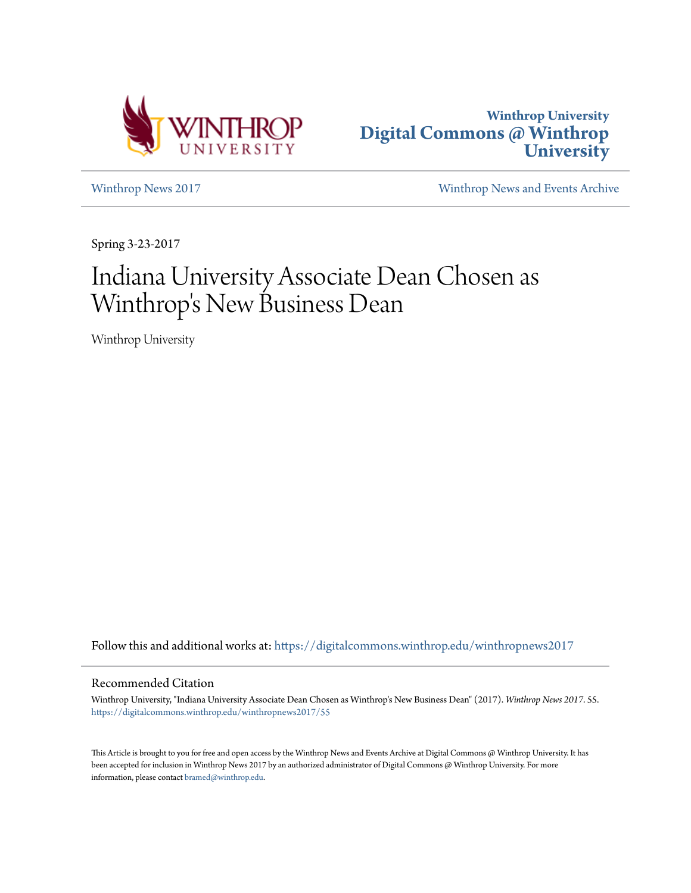Winthrop University
Digital Commons @ Winthrop University

Winthrop News 2017 | Winthrop News and Events Archive

Spring 3-23-2017

# Indiana University Associate Dean Chosen as Winthrop's New Business Dean

Winthrop University

Follow this and additional works at: https://digitalcommons.winthrop.edu/winthropnews2017

## Recommended Citation

Winthrop University, "Indiana University Associate Dean Chosen as Winthrop's New Business Dean" (2017). *Winthrop News 2017*. 55.
https://digitalcommons.winthrop.edu/winthropnews2017/55

This Article is brought to you for free and open access by the Winthrop News and Events Archive at Digital Commons @ Winthrop University. It has been accepted for inclusion in Winthrop News 2017 by an authorized administrator of Digital Commons @ Winthrop University. For more information, please contact bramed@winthrop.edu.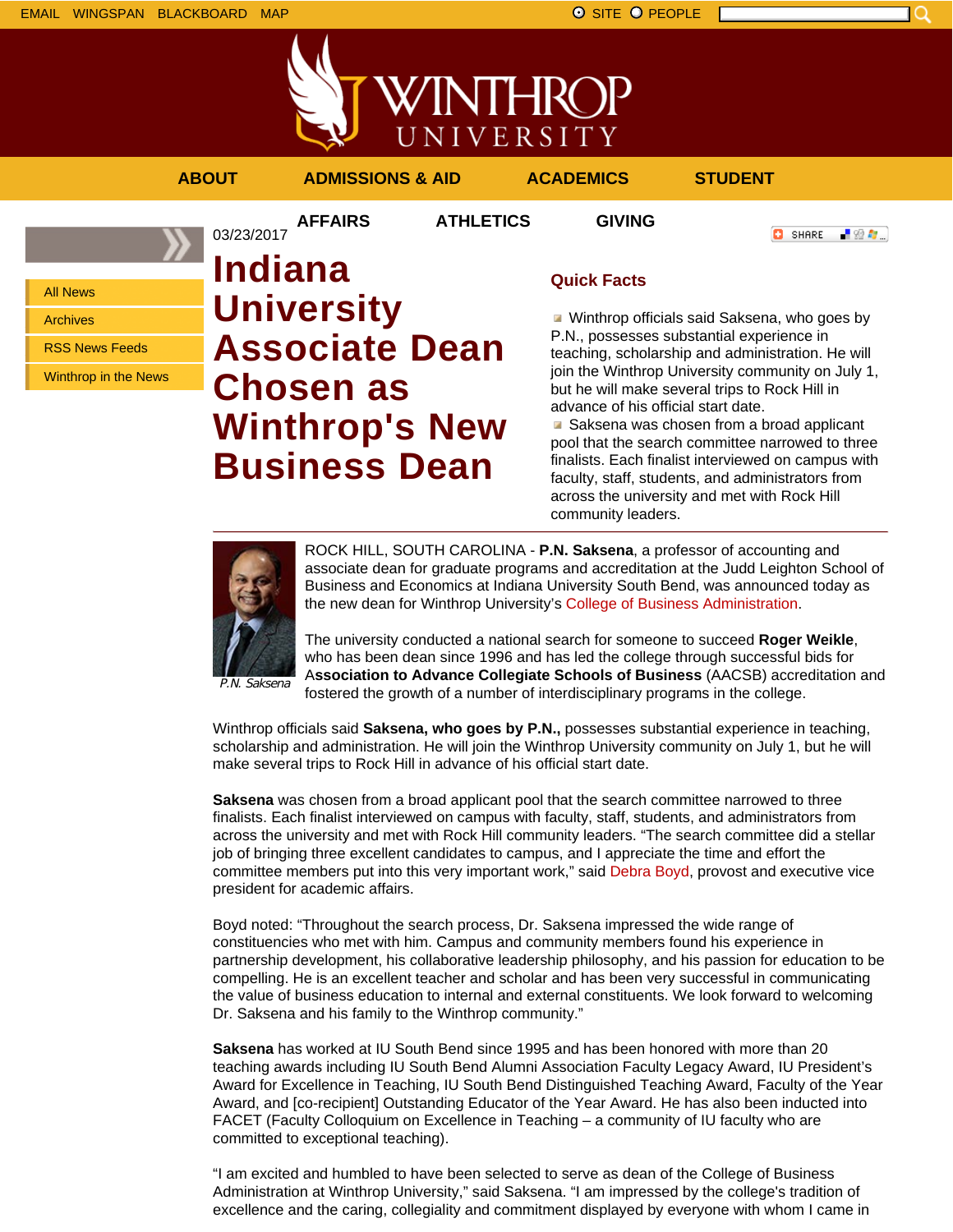EMAIL WINGSPAN BLACKBOARD MAP

SITE PEOPLE

ABOUT ADMISSIONS & AID ACADEMICS STUDENT AFFAIRS ATHLETICS GIVING

- All News
- Archives
- RSS News Feeds
- Winthrop in the News

03/23/2017

# Indiana University Associate Dean Chosen as Winthrop's New Business Dean

## Quick Facts

- Winthrop officials said Saksena, who goes by P.N., possesses substantial experience in teaching, scholarship and administration. He will join the Winthrop University community on July 1, but he will make several trips to Rock Hill in advance of his official start date.
- Saksena was chosen from a broad applicant pool that the search committee narrowed to three finalists. Each finalist interviewed on campus with faculty, staff, students, and administrators from across the university and met with Rock Hill community leaders.

*P.N. Saksena*

ROCK HILL, SOUTH CAROLINA - **P.N. Saksena**, a professor of accounting and associate dean for graduate programs and accreditation at the Judd Leighton School of Business and Economics at Indiana University South Bend, was announced today as the new dean for Winthrop University's College of Business Administration.

The university conducted a national search for someone to succeed **Roger Weikle**, who has been dean since 1996 and has led the college through successful bids for **Association to Advance Collegiate Schools of Business** (AACSB) accreditation and fostered the growth of a number of interdisciplinary programs in the college.

Winthrop officials said **Saksena, who goes by P.N.,** possesses substantial experience in teaching, scholarship and administration. He will join the Winthrop University community on July 1, but he will make several trips to Rock Hill in advance of his official start date.

**Saksena** was chosen from a broad applicant pool that the search committee narrowed to three finalists. Each finalist interviewed on campus with faculty, staff, students, and administrators from across the university and met with Rock Hill community leaders. "The search committee did a stellar job of bringing three excellent candidates to campus, and I appreciate the time and effort the committee members put into this very important work," said Debra Boyd, provost and executive vice president for academic affairs.

Boyd noted: "Throughout the search process, Dr. Saksena impressed the wide range of constituencies who met with him. Campus and community members found his experience in partnership development, his collaborative leadership philosophy, and his passion for education to be compelling. He is an excellent teacher and scholar and has been very successful in communicating the value of business education to internal and external constituents. We look forward to welcoming Dr. Saksena and his family to the Winthrop community."

**Saksena** has worked at IU South Bend since 1995 and has been honored with more than 20 teaching awards including IU South Bend Alumni Association Faculty Legacy Award, IU President's Award for Excellence in Teaching, IU South Bend Distinguished Teaching Award, Faculty of the Year Award, and [co-recipient] Outstanding Educator of the Year Award. He has also been inducted into FACET (Faculty Colloquium on Excellence in Teaching – a community of IU faculty who are committed to exceptional teaching).

"I am excited and humbled to have been selected to serve as dean of the College of Business Administration at Winthrop University," said Saksena. "I am impressed by the college's tradition of excellence and the caring, collegiality and commitment displayed by everyone with whom I came in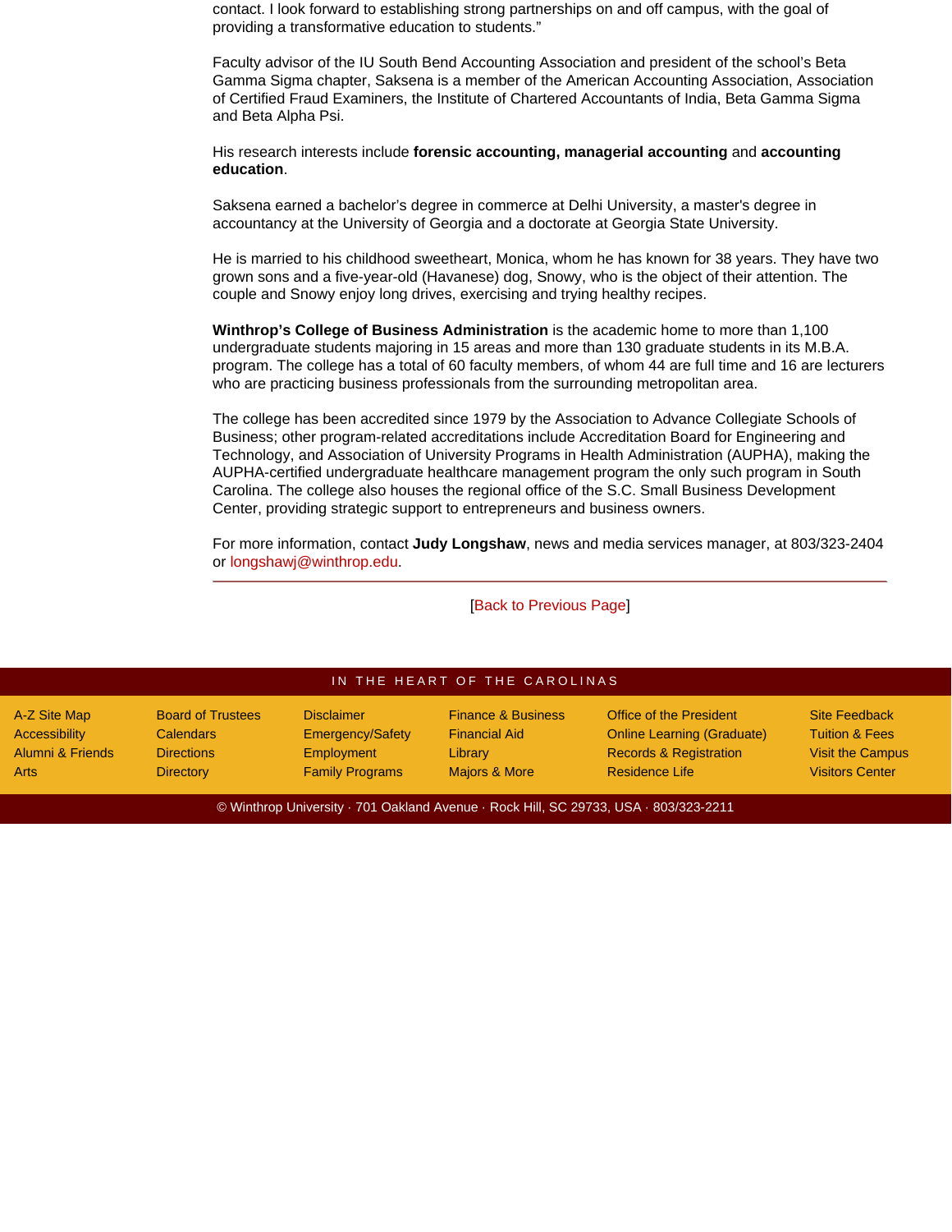contact. I look forward to establishing strong partnerships on and off campus, with the goal of providing a transformative education to students."

Faculty advisor of the IU South Bend Accounting Association and president of the school's Beta Gamma Sigma chapter, Saksena is a member of the American Accounting Association, Association of Certified Fraud Examiners, the Institute of Chartered Accountants of India, Beta Gamma Sigma and Beta Alpha Psi.

His research interests include **forensic accounting, managerial accounting** and **accounting education**.

Saksena earned a bachelor's degree in commerce at Delhi University, a master's degree in accountancy at the University of Georgia and a doctorate at Georgia State University.

He is married to his childhood sweetheart, Monica, whom he has known for 38 years. They have two grown sons and a five-year-old (Havanese) dog, Snowy, who is the object of their attention. The couple and Snowy enjoy long drives, exercising and trying healthy recipes.

**Winthrop's College of Business Administration** is the academic home to more than 1,100 undergraduate students majoring in 15 areas and more than 130 graduate students in its M.B.A. program. The college has a total of 60 faculty members, of whom 44 are full time and 16 are lecturers who are practicing business professionals from the surrounding metropolitan area.

The college has been accredited since 1979 by the Association to Advance Collegiate Schools of Business; other program-related accreditations include Accreditation Board for Engineering and Technology, and Association of University Programs in Health Administration (AUPHA), making the AUPHA-certified undergraduate healthcare management program the only such program in South Carolina. The college also houses the regional office of the S.C. Small Business Development Center, providing strategic support to entrepreneurs and business owners.

For more information, contact **Judy Longshaw**, news and media services manager, at 803/323-2404 or longshawj@winthrop.edu.

---

[Back to Previous Page]

IN THE HEART OF THE CAROLINAS

A-Z Site Map
Accessibility
Alumni & Friends
Arts
Board of Trustees
Calendars
Directions
Directory
Disclaimer
Emergency/Safety
Employment
Family Programs
Finance & Business
Financial Aid
Library
Majors & More
Office of the President
Online Learning (Graduate)
Records & Registration
Residence Life
Site Feedback
Tuition & Fees
Visit the Campus
Visitors Center

© Winthrop University · 701 Oakland Avenue · Rock Hill, SC 29733, USA · 803/323-2211